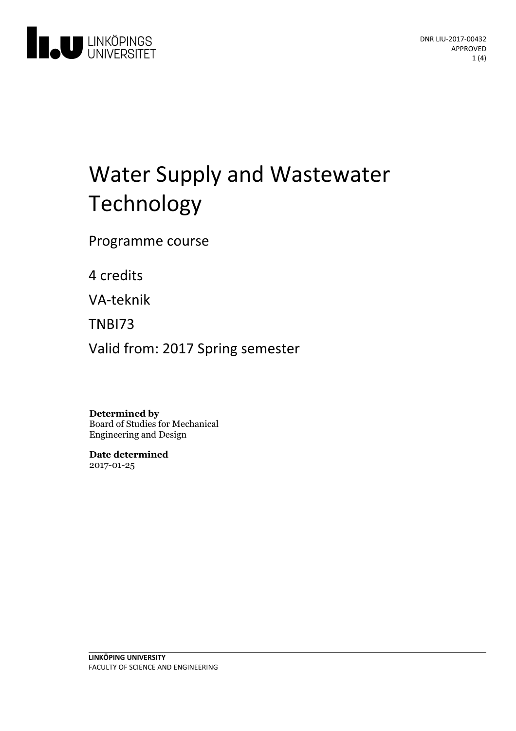DNR LIU-2017-00432
APPROVED

# Water Supply and Wastewater Technology

Programme course

4 credits

VA-teknik

TNBI73

Valid from: 2017 Spring semester

**Determined by**
Board of Studies for Mechanical Engineering and Design

**Date determined**
2017-01-25

**LINKÖPING UNIVERSITY**
FACULTY OF SCIENCE AND ENGINEERING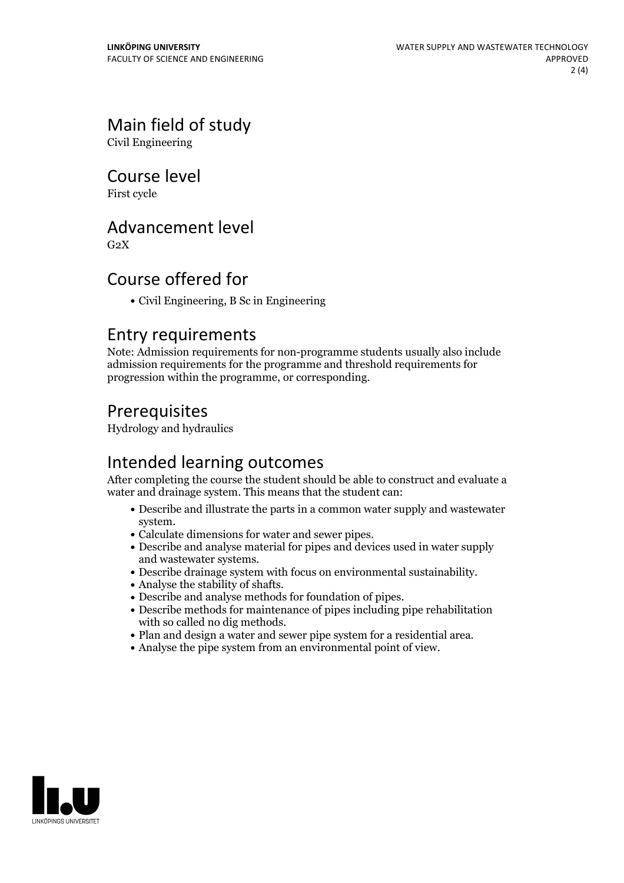## Main field of study

Civil Engineering

## Course level

First cycle

## Advancement level

G2X

## Course offered for

- Civil Engineering, B Sc in Engineering

## Entry requirements

Note: Admission requirements for non-programme students usually also include admission requirements for the programme and threshold requirements for progression within the programme, or corresponding.

## Prerequisites

Hydrology and hydraulics

## Intended learning outcomes

After completing the course the student should be able to construct and evaluate a water and drainage system. This means that the student can:

- Describe and illustrate the parts in a common water supply and wastewater system.
- Calculate dimensions for water and sewer pipes.
- Describe and analyse material for pipes and devices used in water supply and wastewater systems.
- Describe drainage system with focus on environmental sustainability.
- Analyse the stability of shafts.
- Describe and analyse methods for foundation of pipes.
- Describe methods for maintenance of pipes including pipe rehabilitation with so called no dig methods.
- Plan and design a water and sewer pipe system for a residential area.
- Analyse the pipe system from an environmental point of view.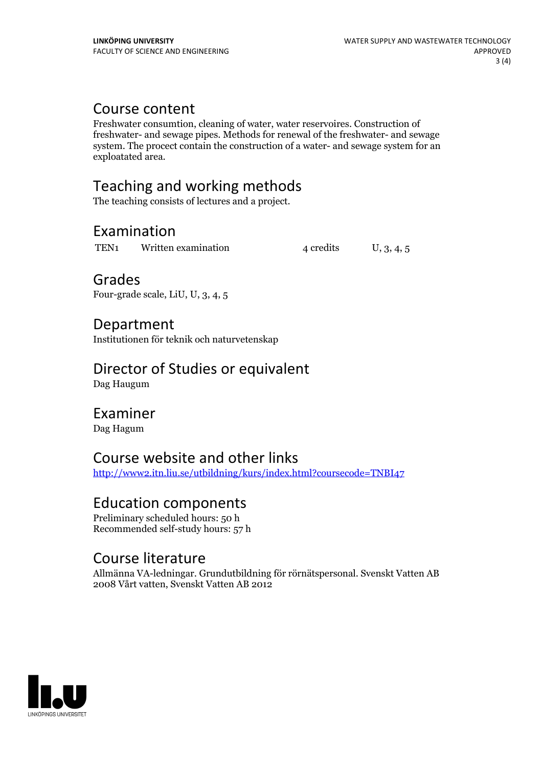## Course content

Freshwater consumtion, cleaning of water, water reservoires. Construction of freshwater- and sewage pipes. Methods for renewal of the freshwater- and sewage system. The procect contain the construction of a water- and sewage system for an exploatated area.

## Teaching and working methods

The teaching consists of lectures and a project.

## Examination

| | | | |
|---|---|---|---|
| TEN1 | Written examination | 4 credits | U, 3, 4, 5 |

## Grades

Four-grade scale, LiU, U, 3, 4, 5

## Department

Institutionen för teknik och naturvetenskap

## Director of Studies or equivalent

Dag Haugum

## Examiner

Dag Hagum

## Course website and other links

http://www2.itn.liu.se/utbildning/kurs/index.html?coursecode=TNBI47

## Education components

Preliminary scheduled hours: 50 h
Recommended self-study hours: 57 h

## Course literature

Allmänna VA-ledningar. Grundutbildning för rörnätspersonal. Svenskt Vatten AB 2008 Vårt vatten, Svenskt Vatten AB 2012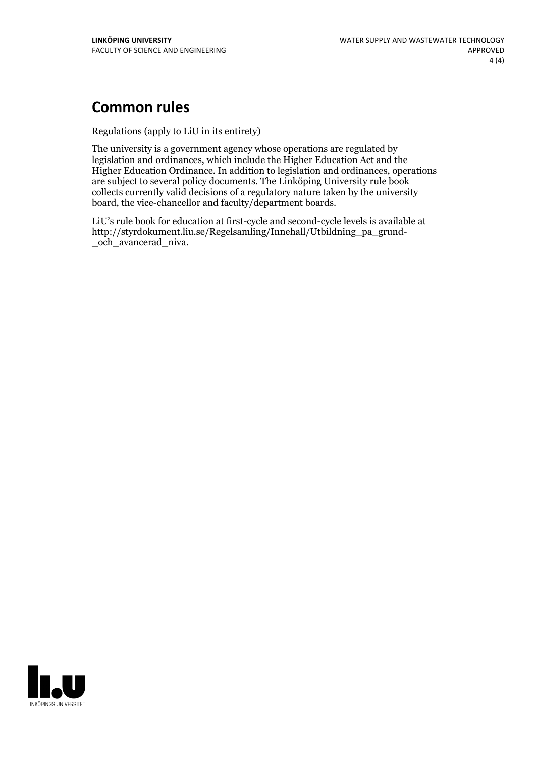## Common rules

Regulations (apply to LiU in its entirety)

The university is a government agency whose operations are regulated by legislation and ordinances, which include the Higher Education Act and the Higher Education Ordinance. In addition to legislation and ordinances, operations are subject to several policy documents. The Linköping University rule book collects currently valid decisions of a regulatory nature taken by the university board, the vice-chancellor and faculty/department boards.

LiU's rule book for education at first-cycle and second-cycle levels is available at http://styrdokument.liu.se/Regelsamling/Innehall/Utbildning_pa_grund-_och_avancerad_niva.